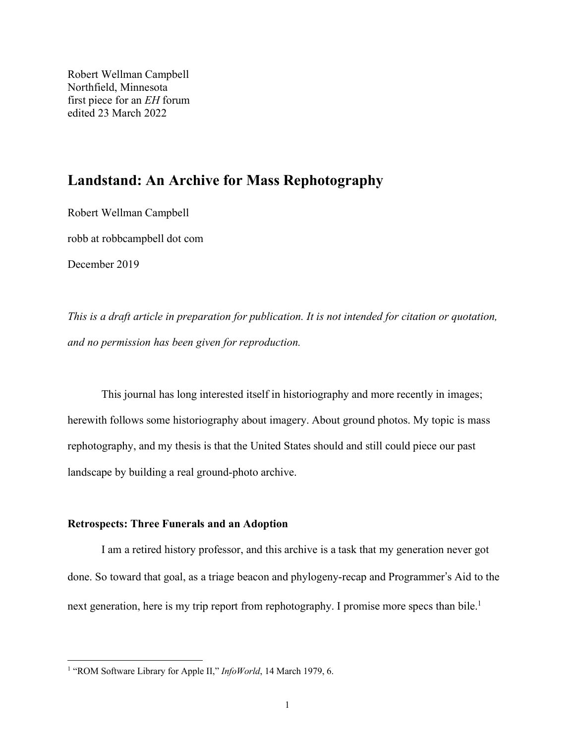Robert Wellman Campbell
Northfield, Minnesota
first piece for an *EH* forum
edited 23 March 2022

# Landstand: An Archive for Mass Rephotography

Robert Wellman Campbell

robb at robbcampbell dot com

December 2019

*This is a draft article in preparation for publication. It is not intended for citation or quotation, and no permission has been given for reproduction.*

This journal has long interested itself in historiography and more recently in images; herewith follows some historiography about imagery. About ground photos. My topic is mass rephotography, and my thesis is that the United States should and still could piece our past landscape by building a real ground-photo archive.

## Retrospects: Three Funerals and an Adoption

I am a retired history professor, and this archive is a task that my generation never got done. So toward that goal, as a triage beacon and phylogeny-recap and Programmer's Aid to the next generation, here is my trip report from rephotography. I promise more specs than bile.[1]

---

[1] "ROM Software Library for Apple II," *InfoWorld*, 14 March 1979, 6.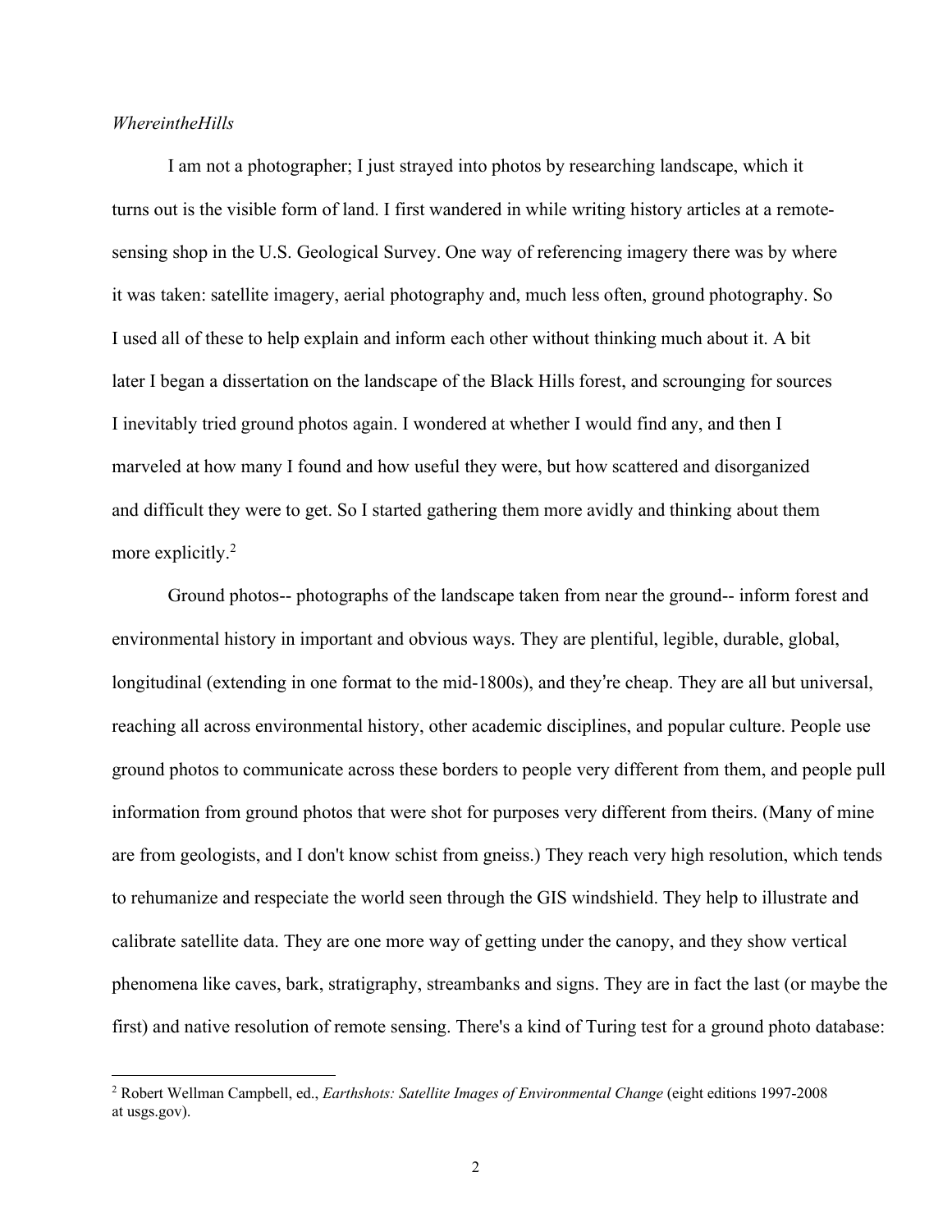*WhereintheHills*

I am not a photographer; I just strayed into photos by researching landscape, which it turns out is the visible form of land. I first wandered in while writing history articles at a remote-sensing shop in the U.S. Geological Survey. One way of referencing imagery there was by where it was taken: satellite imagery, aerial photography and, much less often, ground photography. So I used all of these to help explain and inform each other without thinking much about it. A bit later I began a dissertation on the landscape of the Black Hills forest, and scrounging for sources I inevitably tried ground photos again. I wondered at whether I would find any, and then I marveled at how many I found and how useful they were, but how scattered and disorganized and difficult they were to get. So I started gathering them more avidly and thinking about them more explicitly.[2]

Ground photos-- photographs of the landscape taken from near the ground-- inform forest and environmental history in important and obvious ways. They are plentiful, legible, durable, global, longitudinal (extending in one format to the mid-1800s), and they're cheap. They are all but universal, reaching all across environmental history, other academic disciplines, and popular culture. People use ground photos to communicate across these borders to people very different from them, and people pull information from ground photos that were shot for purposes very different from theirs. (Many of mine are from geologists, and I don't know schist from gneiss.) They reach very high resolution, which tends to rehumanize and respeciate the world seen through the GIS windshield. They help to illustrate and calibrate satellite data. They are one more way of getting under the canopy, and they show vertical phenomena like caves, bark, stratigraphy, streambanks and signs. They are in fact the last (or maybe the first) and native resolution of remote sensing. There's a kind of Turing test for a ground photo database:

[2] Robert Wellman Campbell, ed., *Earthshots: Satellite Images of Environmental Change* (eight editions 1997-2008 at usgs.gov).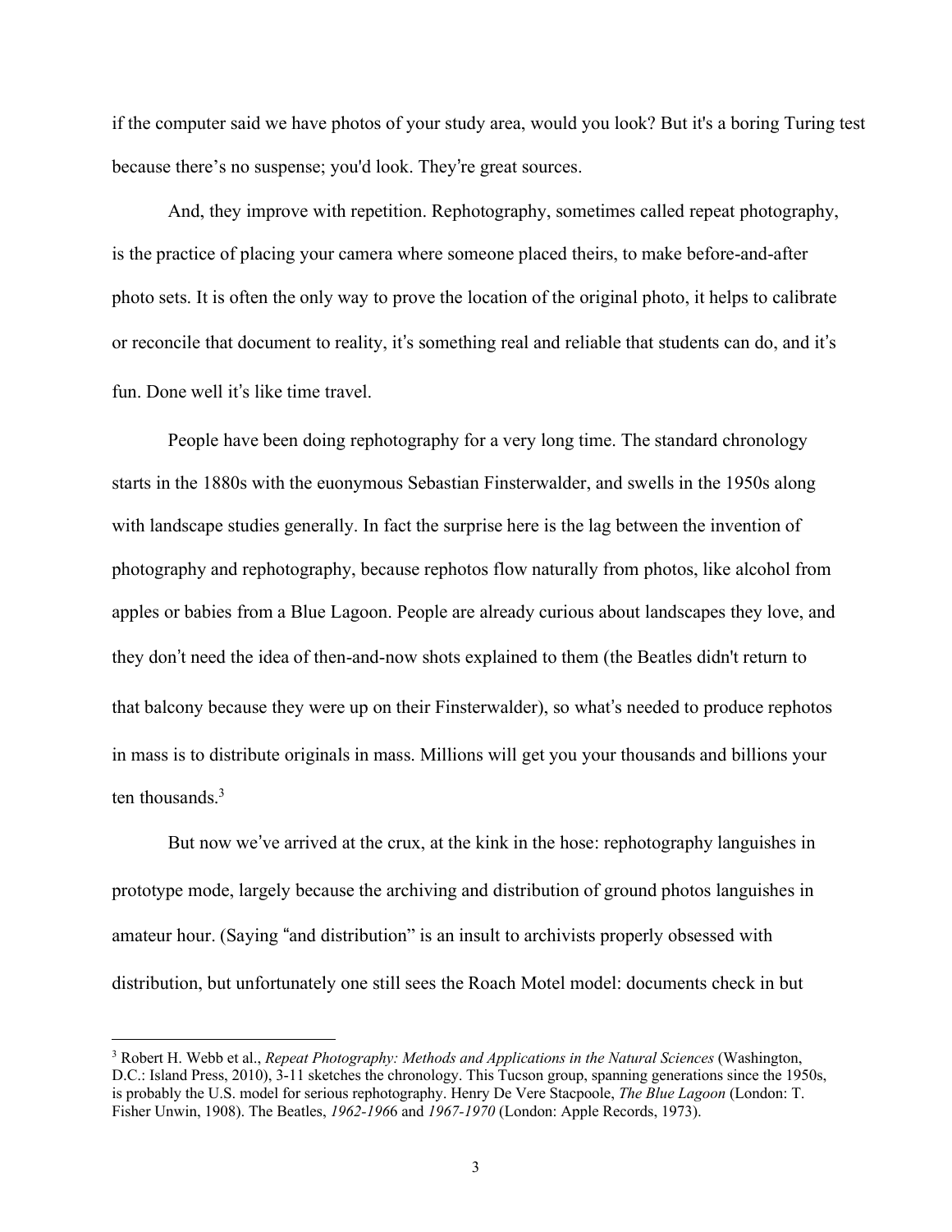if the computer said we have photos of your study area, would you look? But it's a boring Turing test because there's no suspense; you'd look. They're great sources.

And, they improve with repetition. Rephotography, sometimes called repeat photography, is the practice of placing your camera where someone placed theirs, to make before-and-after photo sets. It is often the only way to prove the location of the original photo, it helps to calibrate or reconcile that document to reality, it's something real and reliable that students can do, and it's fun. Done well it's like time travel.

People have been doing rephotography for a very long time. The standard chronology starts in the 1880s with the euonymous Sebastian Finsterwalder, and swells in the 1950s along with landscape studies generally. In fact the surprise here is the lag between the invention of photography and rephotography, because rephotos flow naturally from photos, like alcohol from apples or babies from a Blue Lagoon. People are already curious about landscapes they love, and they don't need the idea of then-and-now shots explained to them (the Beatles didn't return to that balcony because they were up on their Finsterwalder), so what's needed to produce rephotos in mass is to distribute originals in mass. Millions will get you your thousands and billions your ten thousands.[3]

But now we've arrived at the crux, at the kink in the hose: rephotography languishes in prototype mode, largely because the archiving and distribution of ground photos languishes in amateur hour. (Saying "and distribution" is an insult to archivists properly obsessed with distribution, but unfortunately one still sees the Roach Motel model: documents check in but

---

[3] Robert H. Webb et al., *Repeat Photography: Methods and Applications in the Natural Sciences* (Washington, D.C.: Island Press, 2010), 3-11 sketches the chronology. This Tucson group, spanning generations since the 1950s, is probably the U.S. model for serious rephotography. Henry De Vere Stacpoole, *The Blue Lagoon* (London: T. Fisher Unwin, 1908). The Beatles, *1962-1966* and *1967-1970* (London: Apple Records, 1973).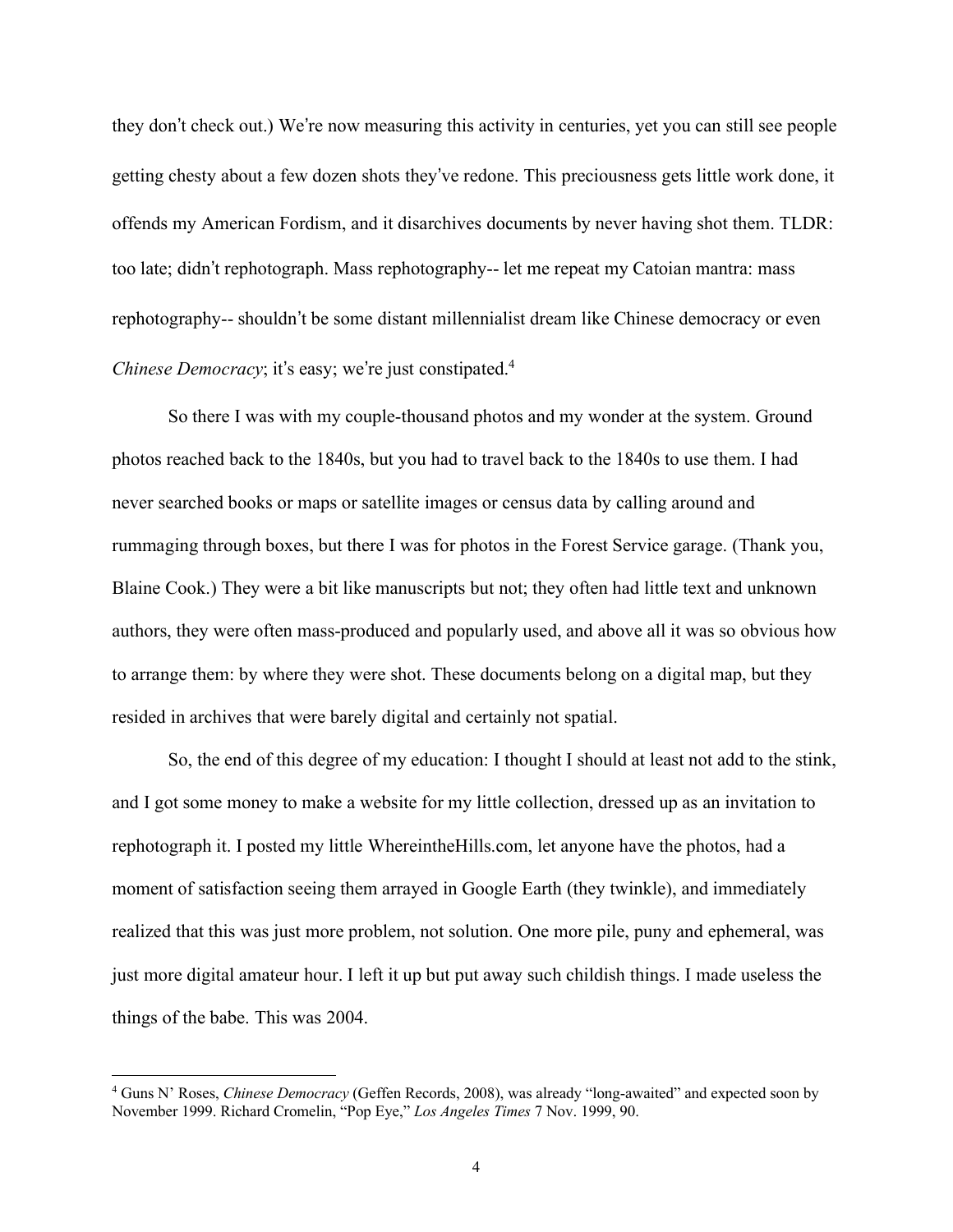they don't check out.) We're now measuring this activity in centuries, yet you can still see people getting chesty about a few dozen shots they've redone. This preciousness gets little work done, it offends my American Fordism, and it disarchives documents by never having shot them. TLDR: too late; didn't rephotograph. Mass rephotography-- let me repeat my Catoian mantra: mass rephotography-- shouldn't be some distant millennialist dream like Chinese democracy or even *Chinese Democracy*; it's easy; we're just constipated.[4]

So there I was with my couple-thousand photos and my wonder at the system. Ground photos reached back to the 1840s, but you had to travel back to the 1840s to use them. I had never searched books or maps or satellite images or census data by calling around and rummaging through boxes, but there I was for photos in the Forest Service garage. (Thank you, Blaine Cook.) They were a bit like manuscripts but not; they often had little text and unknown authors, they were often mass-produced and popularly used, and above all it was so obvious how to arrange them: by where they were shot. These documents belong on a digital map, but they resided in archives that were barely digital and certainly not spatial.

So, the end of this degree of my education: I thought I should at least not add to the stink, and I got some money to make a website for my little collection, dressed up as an invitation to rephotograph it. I posted my little WhereintheHills.com, let anyone have the photos, had a moment of satisfaction seeing them arrayed in Google Earth (they twinkle), and immediately realized that this was just more problem, not solution. One more pile, puny and ephemeral, was just more digital amateur hour. I left it up but put away such childish things. I made useless the things of the babe. This was 2004.

---

[4] Guns N' Roses, *Chinese Democracy* (Geffen Records, 2008), was already "long-awaited" and expected soon by November 1999. Richard Cromelin, "Pop Eye," *Los Angeles Times* 7 Nov. 1999, 90.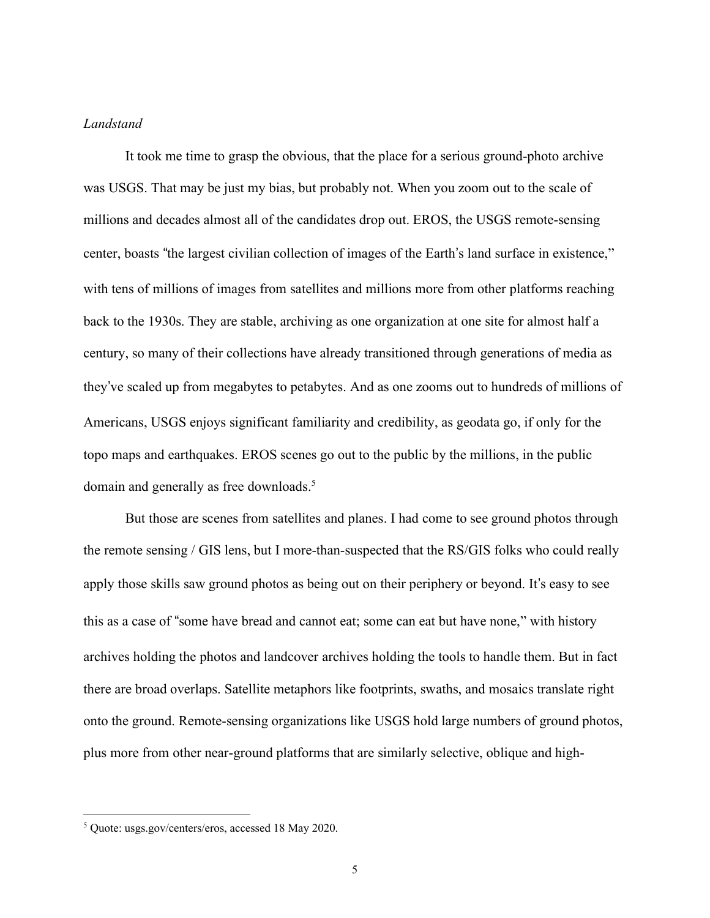*Landstand*

It took me time to grasp the obvious, that the place for a serious ground-photo archive was USGS. That may be just my bias, but probably not. When you zoom out to the scale of millions and decades almost all of the candidates drop out. EROS, the USGS remote-sensing center, boasts "the largest civilian collection of images of the Earth's land surface in existence," with tens of millions of images from satellites and millions more from other platforms reaching back to the 1930s. They are stable, archiving as one organization at one site for almost half a century, so many of their collections have already transitioned through generations of media as they've scaled up from megabytes to petabytes. And as one zooms out to hundreds of millions of Americans, USGS enjoys significant familiarity and credibility, as geodata go, if only for the topo maps and earthquakes. EROS scenes go out to the public by the millions, in the public domain and generally as free downloads.[5]

But those are scenes from satellites and planes. I had come to see ground photos through the remote sensing / GIS lens, but I more-than-suspected that the RS/GIS folks who could really apply those skills saw ground photos as being out on their periphery or beyond. It's easy to see this as a case of "some have bread and cannot eat; some can eat but have none," with history archives holding the photos and landcover archives holding the tools to handle them. But in fact there are broad overlaps. Satellite metaphors like footprints, swaths, and mosaics translate right onto the ground. Remote-sensing organizations like USGS hold large numbers of ground photos, plus more from other near-ground platforms that are similarly selective, oblique and high-

[5] Quote: usgs.gov/centers/eros, accessed 18 May 2020.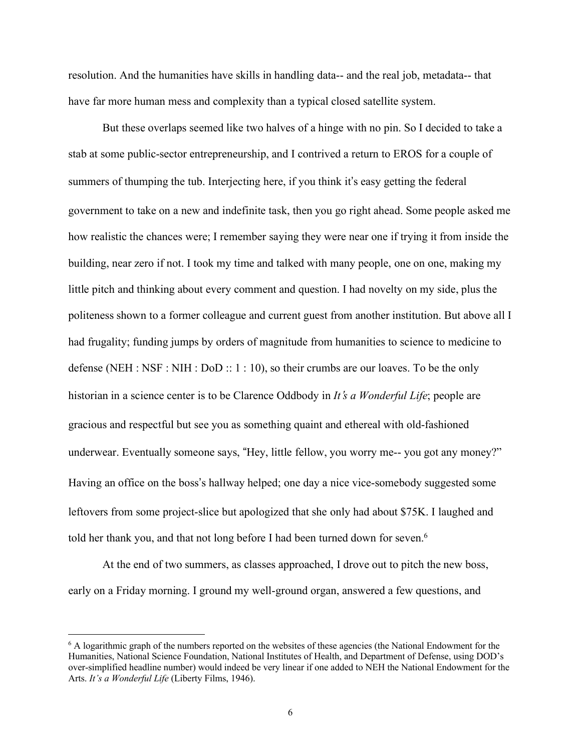resolution. And the humanities have skills in handling data-- and the real job, metadata-- that have far more human mess and complexity than a typical closed satellite system.

But these overlaps seemed like two halves of a hinge with no pin. So I decided to take a stab at some public-sector entrepreneurship, and I contrived a return to EROS for a couple of summers of thumping the tub. Interjecting here, if you think it's easy getting the federal government to take on a new and indefinite task, then you go right ahead. Some people asked me how realistic the chances were; I remember saying they were near one if trying it from inside the building, near zero if not. I took my time and talked with many people, one on one, making my little pitch and thinking about every comment and question. I had novelty on my side, plus the politeness shown to a former colleague and current guest from another institution. But above all I had frugality; funding jumps by orders of magnitude from humanities to science to medicine to defense (NEH : NSF : NIH : DoD :: 1 : 10), so their crumbs are our loaves. To be the only historian in a science center is to be Clarence Oddbody in *It's a Wonderful Life*; people are gracious and respectful but see you as something quaint and ethereal with old-fashioned underwear. Eventually someone says, "Hey, little fellow, you worry me-- you got any money?" Having an office on the boss's hallway helped; one day a nice vice-somebody suggested some leftovers from some project-slice but apologized that she only had about $75K. I laughed and told her thank you, and that not long before I had been turned down for seven.[6]

At the end of two summers, as classes approached, I drove out to pitch the new boss, early on a Friday morning. I ground my well-ground organ, answered a few questions, and

---

[6] A logarithmic graph of the numbers reported on the websites of these agencies (the National Endowment for the Humanities, National Science Foundation, National Institutes of Health, and Department of Defense, using DOD's over-simplified headline number) would indeed be very linear if one added to NEH the National Endowment for the Arts. *It's a Wonderful Life* (Liberty Films, 1946).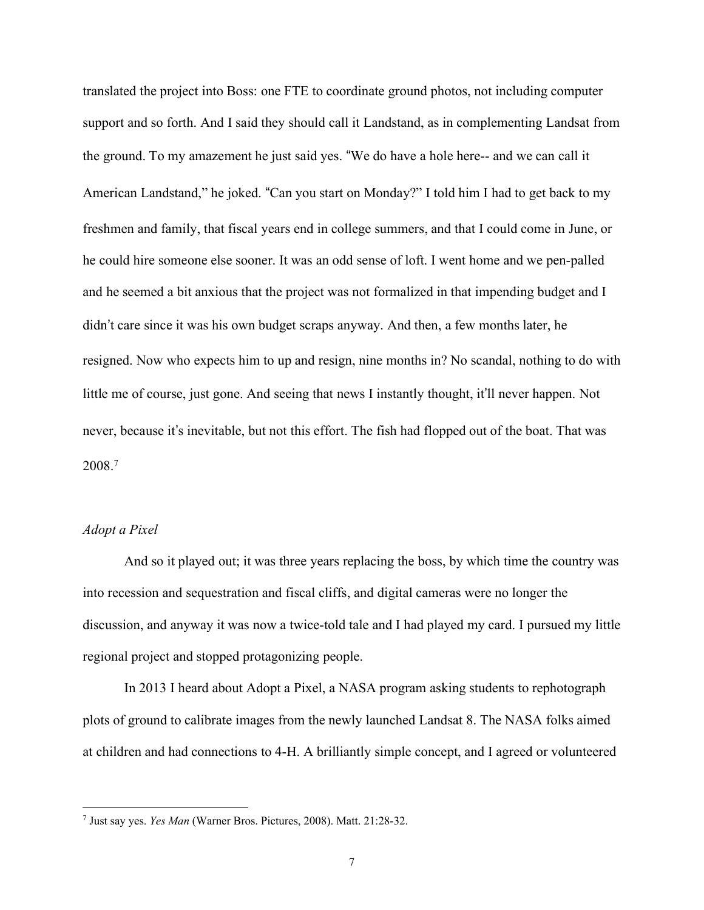translated the project into Boss: one FTE to coordinate ground photos, not including computer support and so forth. And I said they should call it Landstand, as in complementing Landsat from the ground. To my amazement he just said yes. "We do have a hole here-- and we can call it American Landstand," he joked. "Can you start on Monday?" I told him I had to get back to my freshmen and family, that fiscal years end in college summers, and that I could come in June, or he could hire someone else sooner. It was an odd sense of loft. I went home and we pen-palled and he seemed a bit anxious that the project was not formalized in that impending budget and I didn't care since it was his own budget scraps anyway. And then, a few months later, he resigned. Now who expects him to up and resign, nine months in? No scandal, nothing to do with little me of course, just gone. And seeing that news I instantly thought, it'll never happen. Not never, because it's inevitable, but not this effort. The fish had flopped out of the boat. That was 2008.[7]

*Adopt a Pixel*

And so it played out; it was three years replacing the boss, by which time the country was into recession and sequestration and fiscal cliffs, and digital cameras were no longer the discussion, and anyway it was now a twice-told tale and I had played my card. I pursued my little regional project and stopped protagonizing people.

In 2013 I heard about Adopt a Pixel, a NASA program asking students to rephotograph plots of ground to calibrate images from the newly launched Landsat 8. The NASA folks aimed at children and had connections to 4-H. A brilliantly simple concept, and I agreed or volunteered

---

[7] Just say yes. *Yes Man* (Warner Bros. Pictures, 2008). Matt. 21:28-32.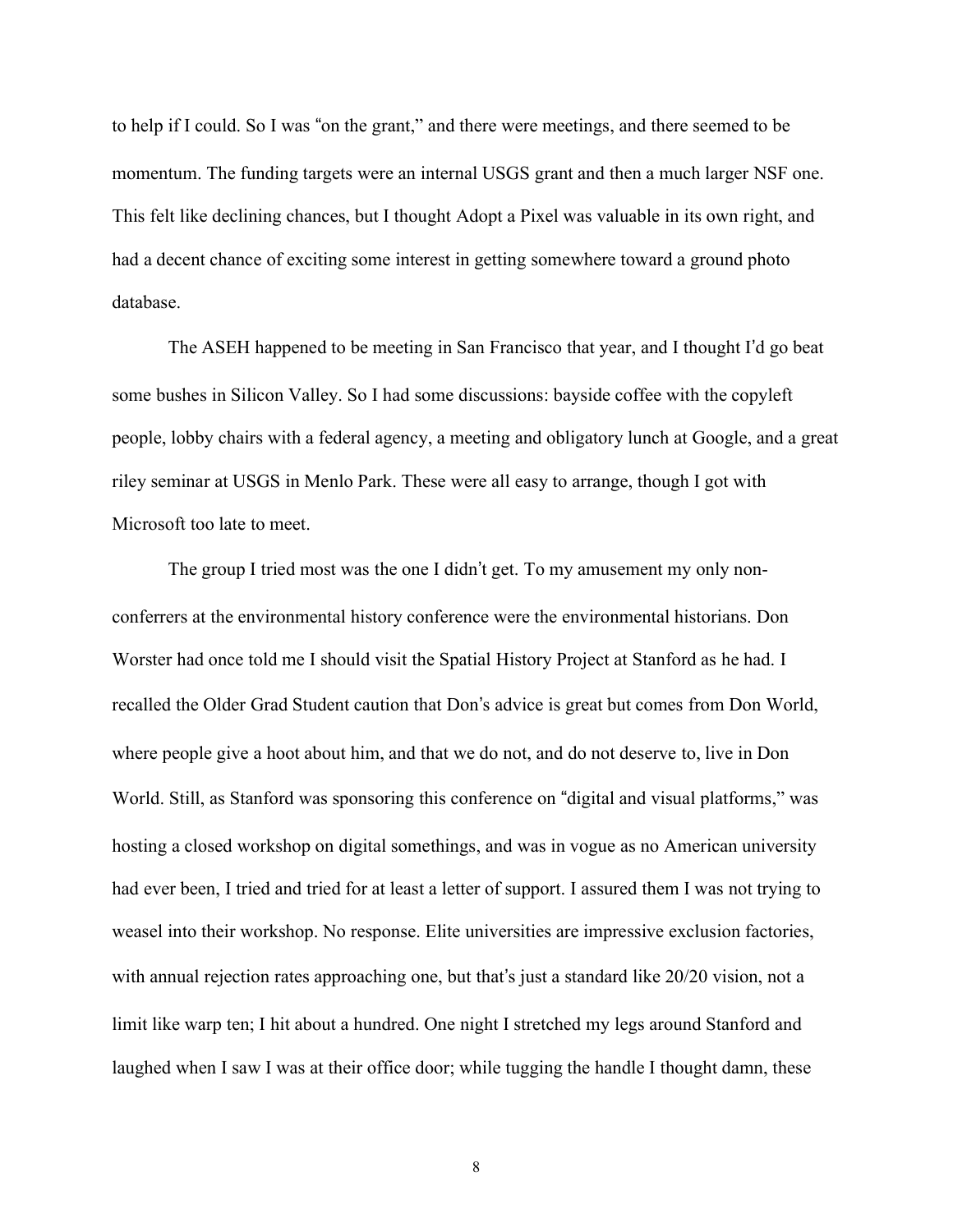to help if I could. So I was "on the grant," and there were meetings, and there seemed to be momentum. The funding targets were an internal USGS grant and then a much larger NSF one. This felt like declining chances, but I thought Adopt a Pixel was valuable in its own right, and had a decent chance of exciting some interest in getting somewhere toward a ground photo database.

The ASEH happened to be meeting in San Francisco that year, and I thought I'd go beat some bushes in Silicon Valley. So I had some discussions: bayside coffee with the copyleft people, lobby chairs with a federal agency, a meeting and obligatory lunch at Google, and a great riley seminar at USGS in Menlo Park. These were all easy to arrange, though I got with Microsoft too late to meet.

The group I tried most was the one I didn't get. To my amusement my only non-conferrers at the environmental history conference were the environmental historians. Don Worster had once told me I should visit the Spatial History Project at Stanford as he had. I recalled the Older Grad Student caution that Don's advice is great but comes from Don World, where people give a hoot about him, and that we do not, and do not deserve to, live in Don World. Still, as Stanford was sponsoring this conference on "digital and visual platforms," was hosting a closed workshop on digital somethings, and was in vogue as no American university had ever been, I tried and tried for at least a letter of support. I assured them I was not trying to weasel into their workshop. No response. Elite universities are impressive exclusion factories, with annual rejection rates approaching one, but that's just a standard like 20/20 vision, not a limit like warp ten; I hit about a hundred. One night I stretched my legs around Stanford and laughed when I saw I was at their office door; while tugging the handle I thought damn, these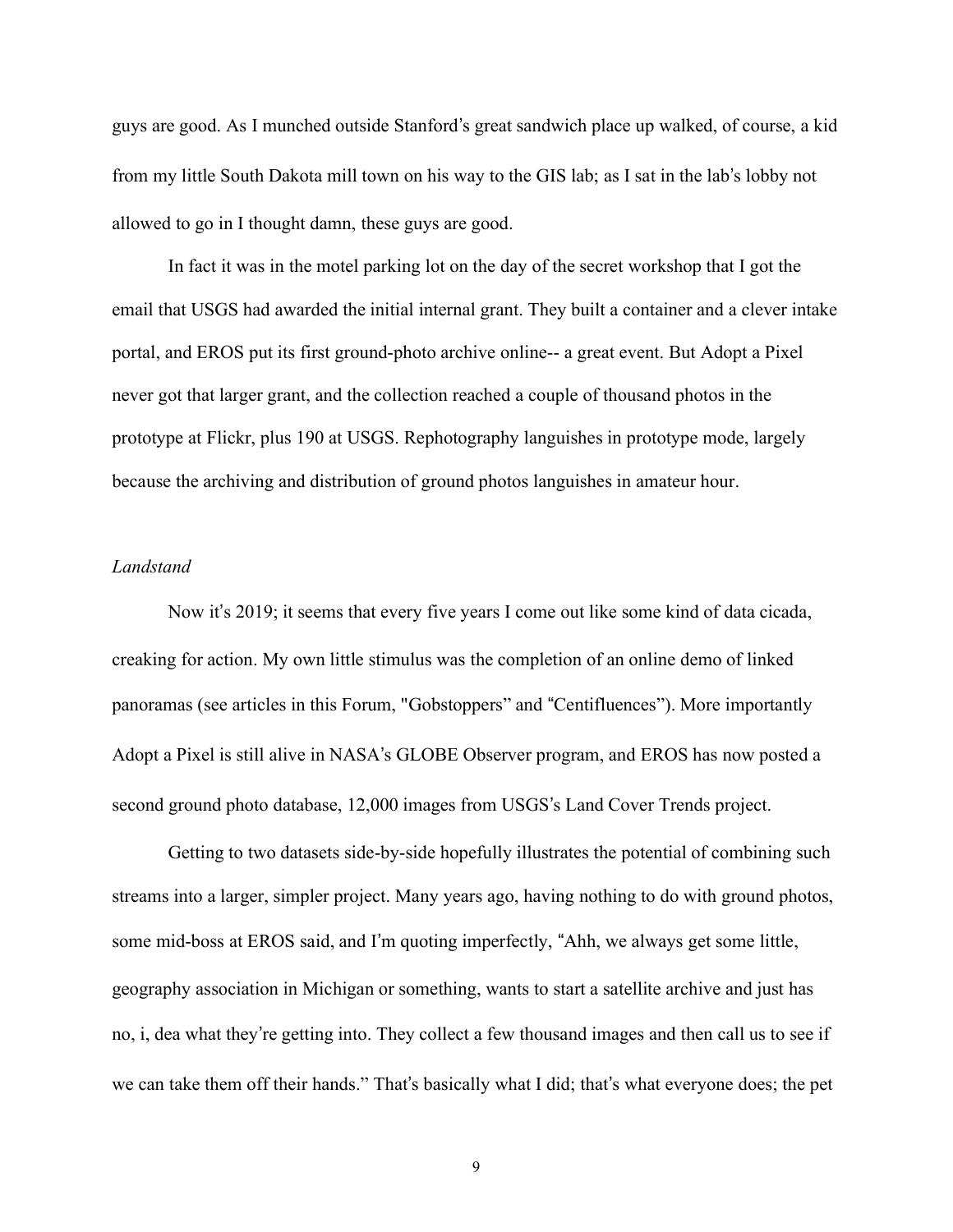guys are good. As I munched outside Stanford's great sandwich place up walked, of course, a kid from my little South Dakota mill town on his way to the GIS lab; as I sat in the lab's lobby not allowed to go in I thought damn, these guys are good.

In fact it was in the motel parking lot on the day of the secret workshop that I got the email that USGS had awarded the initial internal grant. They built a container and a clever intake portal, and EROS put its first ground-photo archive online-- a great event. But Adopt a Pixel never got that larger grant, and the collection reached a couple of thousand photos in the prototype at Flickr, plus 190 at USGS. Rephotography languishes in prototype mode, largely because the archiving and distribution of ground photos languishes in amateur hour.

*Landstand*

Now it's 2019; it seems that every five years I come out like some kind of data cicada, creaking for action. My own little stimulus was the completion of an online demo of linked panoramas (see articles in this Forum, "Gobstoppers" and "Centifluences"). More importantly Adopt a Pixel is still alive in NASA's GLOBE Observer program, and EROS has now posted a second ground photo database, 12,000 images from USGS's Land Cover Trends project.

Getting to two datasets side-by-side hopefully illustrates the potential of combining such streams into a larger, simpler project. Many years ago, having nothing to do with ground photos, some mid-boss at EROS said, and I'm quoting imperfectly, "Ahh, we always get some little, geography association in Michigan or something, wants to start a satellite archive and just has no, i, dea what they're getting into. They collect a few thousand images and then call us to see if we can take them off their hands." That's basically what I did; that's what everyone does; the pet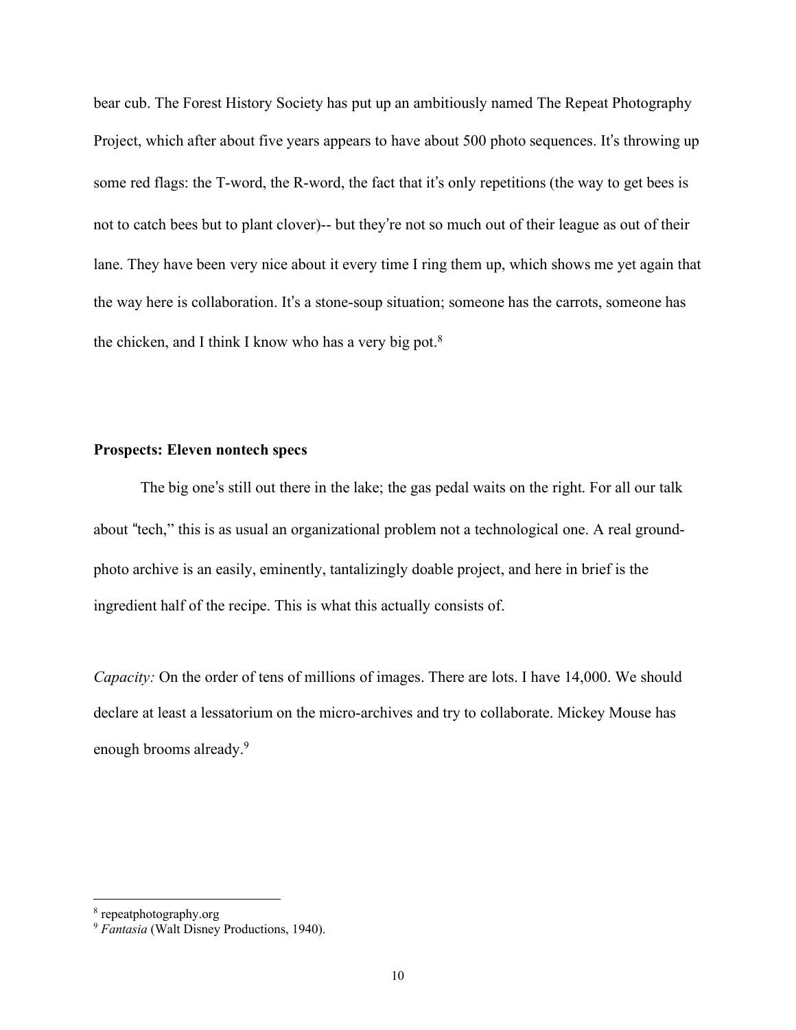bear cub. The Forest History Society has put up an ambitiously named The Repeat Photography Project, which after about five years appears to have about 500 photo sequences. It's throwing up some red flags: the T-word, the R-word, the fact that it's only repetitions (the way to get bees is not to catch bees but to plant clover)-- but they're not so much out of their league as out of their lane. They have been very nice about it every time I ring them up, which shows me yet again that the way here is collaboration. It's a stone-soup situation; someone has the carrots, someone has the chicken, and I think I know who has a very big pot.[8]

**Prospects: Eleven nontech specs**

The big one's still out there in the lake; the gas pedal waits on the right. For all our talk about "tech," this is as usual an organizational problem not a technological one. A real ground-photo archive is an easily, eminently, tantalizingly doable project, and here in brief is the ingredient half of the recipe. This is what this actually consists of.

*Capacity:* On the order of tens of millions of images. There are lots. I have 14,000. We should declare at least a lessatorium on the micro-archives and try to collaborate. Mickey Mouse has enough brooms already.[9]

---

[8] repeatphotography.org

[9] *Fantasia* (Walt Disney Productions, 1940).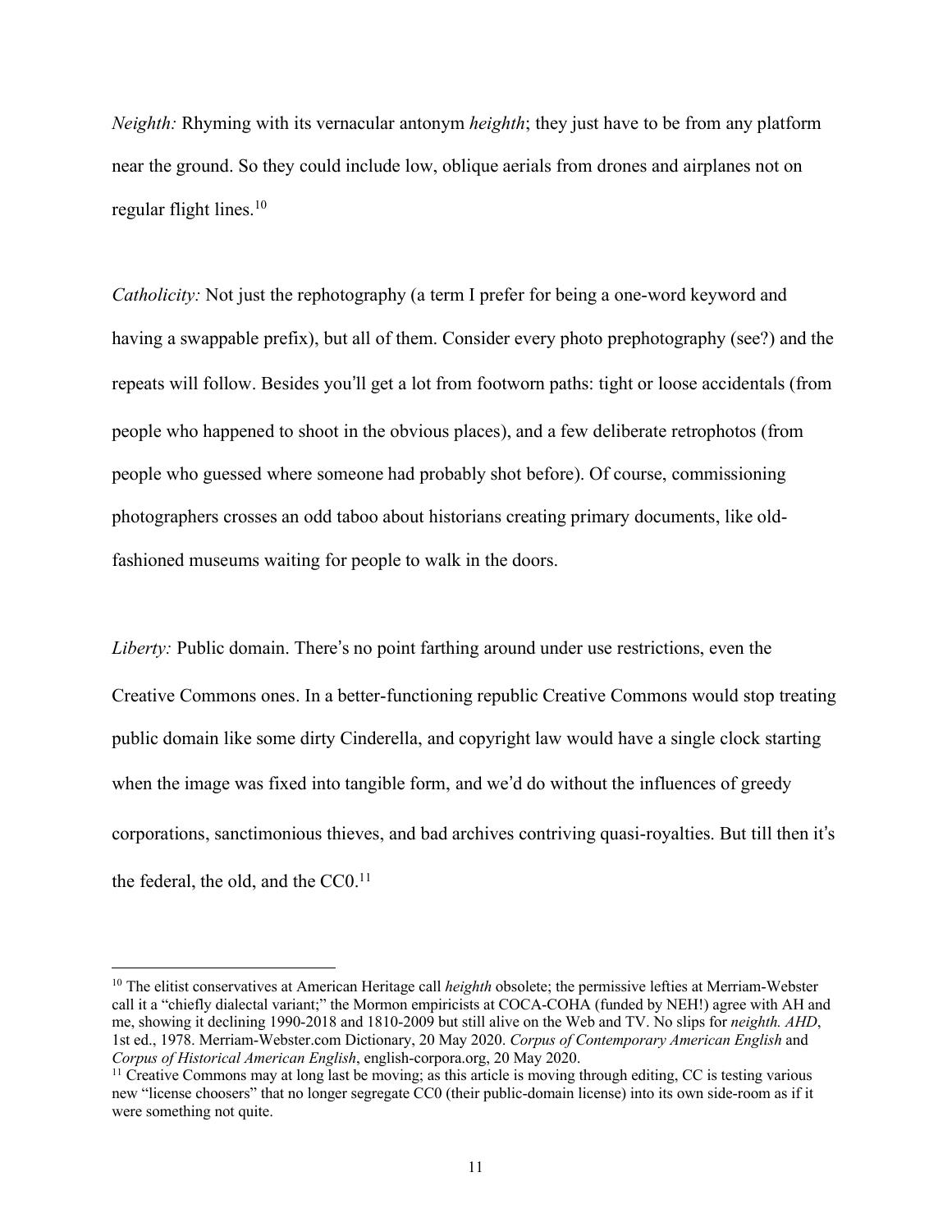*Neighth:* Rhyming with its vernacular antonym *heighth*; they just have to be from any platform near the ground. So they could include low, oblique aerials from drones and airplanes not on regular flight lines.[10]

*Catholicity:* Not just the rephotography (a term I prefer for being a one-word keyword and having a swappable prefix), but all of them. Consider every photo prephotography (see?) and the repeats will follow. Besides you'll get a lot from footworn paths: tight or loose accidentals (from people who happened to shoot in the obvious places), and a few deliberate retrophotos (from people who guessed where someone had probably shot before). Of course, commissioning photographers crosses an odd taboo about historians creating primary documents, like old-fashioned museums waiting for people to walk in the doors.

*Liberty:* Public domain. There's no point farthing around under use restrictions, even the Creative Commons ones. In a better-functioning republic Creative Commons would stop treating public domain like some dirty Cinderella, and copyright law would have a single clock starting when the image was fixed into tangible form, and we'd do without the influences of greedy corporations, sanctimonious thieves, and bad archives contriving quasi-royalties. But till then it's the federal, the old, and the CC0.[11]

---

[10] The elitist conservatives at American Heritage call *heighth* obsolete; the permissive lefties at Merriam-Webster call it a "chiefly dialectal variant;" the Mormon empiricists at COCA-COHA (funded by NEH!) agree with AH and me, showing it declining 1990-2018 and 1810-2009 but still alive on the Web and TV. No slips for *neighth. AHD*, 1st ed., 1978. Merriam-Webster.com Dictionary, 20 May 2020. *Corpus of Contemporary American English* and *Corpus of Historical American English*, english-corpora.org, 20 May 2020.

[11] Creative Commons may at long last be moving; as this article is moving through editing, CC is testing various new "license choosers" that no longer segregate CC0 (their public-domain license) into its own side-room as if it were something not quite.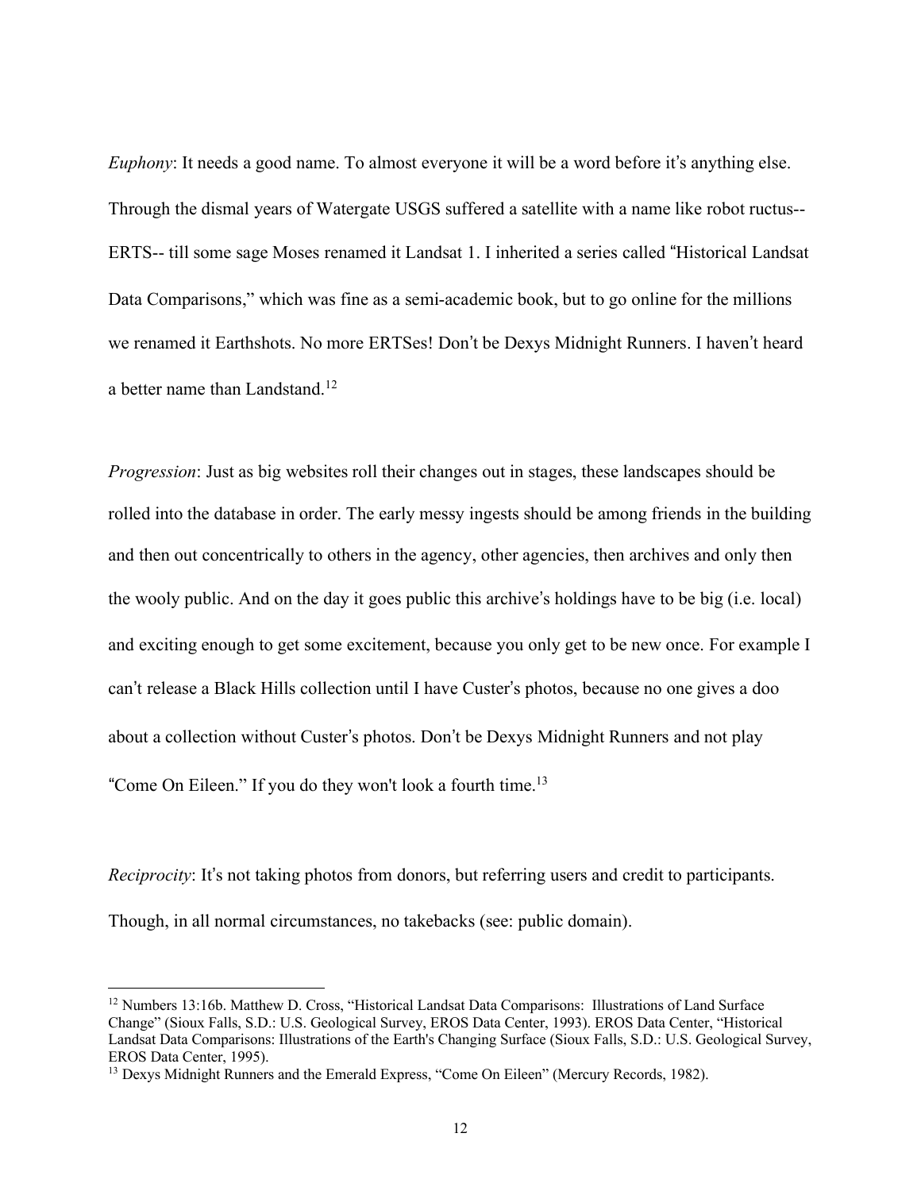*Euphony*: It needs a good name. To almost everyone it will be a word before it's anything else. Through the dismal years of Watergate USGS suffered a satellite with a name like robot ructus-- ERTS-- till some sage Moses renamed it Landsat 1. I inherited a series called "Historical Landsat Data Comparisons," which was fine as a semi-academic book, but to go online for the millions we renamed it Earthshots. No more ERTSes! Don't be Dexys Midnight Runners. I haven't heard a better name than Landstand.[12]

*Progression*: Just as big websites roll their changes out in stages, these landscapes should be rolled into the database in order. The early messy ingests should be among friends in the building and then out concentrically to others in the agency, other agencies, then archives and only then the wooly public. And on the day it goes public this archive's holdings have to be big (i.e. local) and exciting enough to get some excitement, because you only get to be new once. For example I can't release a Black Hills collection until I have Custer's photos, because no one gives a doo about a collection without Custer's photos. Don't be Dexys Midnight Runners and not play "Come On Eileen." If you do they won't look a fourth time.[13]

*Reciprocity*: It's not taking photos from donors, but referring users and credit to participants. Though, in all normal circumstances, no takebacks (see: public domain).

---

[12] Numbers 13:16b. Matthew D. Cross, "Historical Landsat Data Comparisons: Illustrations of Land Surface Change" (Sioux Falls, S.D.: U.S. Geological Survey, EROS Data Center, 1993). EROS Data Center, "Historical Landsat Data Comparisons: Illustrations of the Earth's Changing Surface (Sioux Falls, S.D.: U.S. Geological Survey, EROS Data Center, 1995).

[13] Dexys Midnight Runners and the Emerald Express, "Come On Eileen" (Mercury Records, 1982).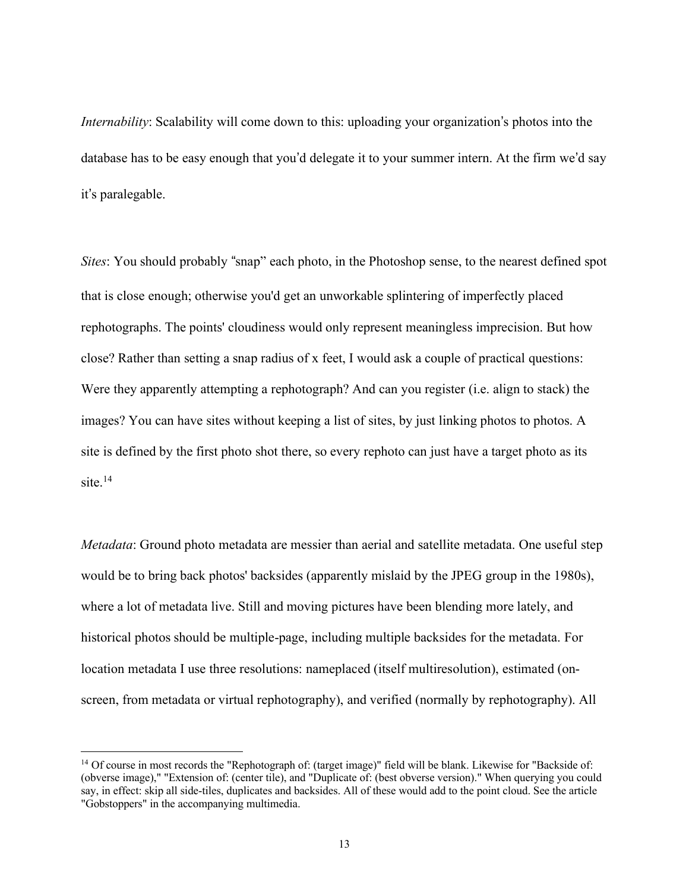*Internability*: Scalability will come down to this: uploading your organization's photos into the database has to be easy enough that you'd delegate it to your summer intern. At the firm we'd say it's paralegable.

*Sites*: You should probably "snap" each photo, in the Photoshop sense, to the nearest defined spot that is close enough; otherwise you'd get an unworkable splintering of imperfectly placed rephotographs. The points' cloudiness would only represent meaningless imprecision. But how close? Rather than setting a snap radius of x feet, I would ask a couple of practical questions: Were they apparently attempting a rephotograph? And can you register (i.e. align to stack) the images? You can have sites without keeping a list of sites, by just linking photos to photos. A site is defined by the first photo shot there, so every rephoto can just have a target photo as its site.[14]

*Metadata*: Ground photo metadata are messier than aerial and satellite metadata. One useful step would be to bring back photos' backsides (apparently mislaid by the JPEG group in the 1980s), where a lot of metadata live. Still and moving pictures have been blending more lately, and historical photos should be multiple-page, including multiple backsides for the metadata. For location metadata I use three resolutions: nameplaced (itself multiresolution), estimated (on-screen, from metadata or virtual rephotography), and verified (normally by rephotography). All

---

[14] Of course in most records the "Rephotograph of: (target image)" field will be blank. Likewise for "Backside of: (obverse image)," "Extension of: (center tile), and "Duplicate of: (best obverse version)." When querying you could say, in effect: skip all side-tiles, duplicates and backsides. All of these would add to the point cloud. See the article "Gobstoppers" in the accompanying multimedia.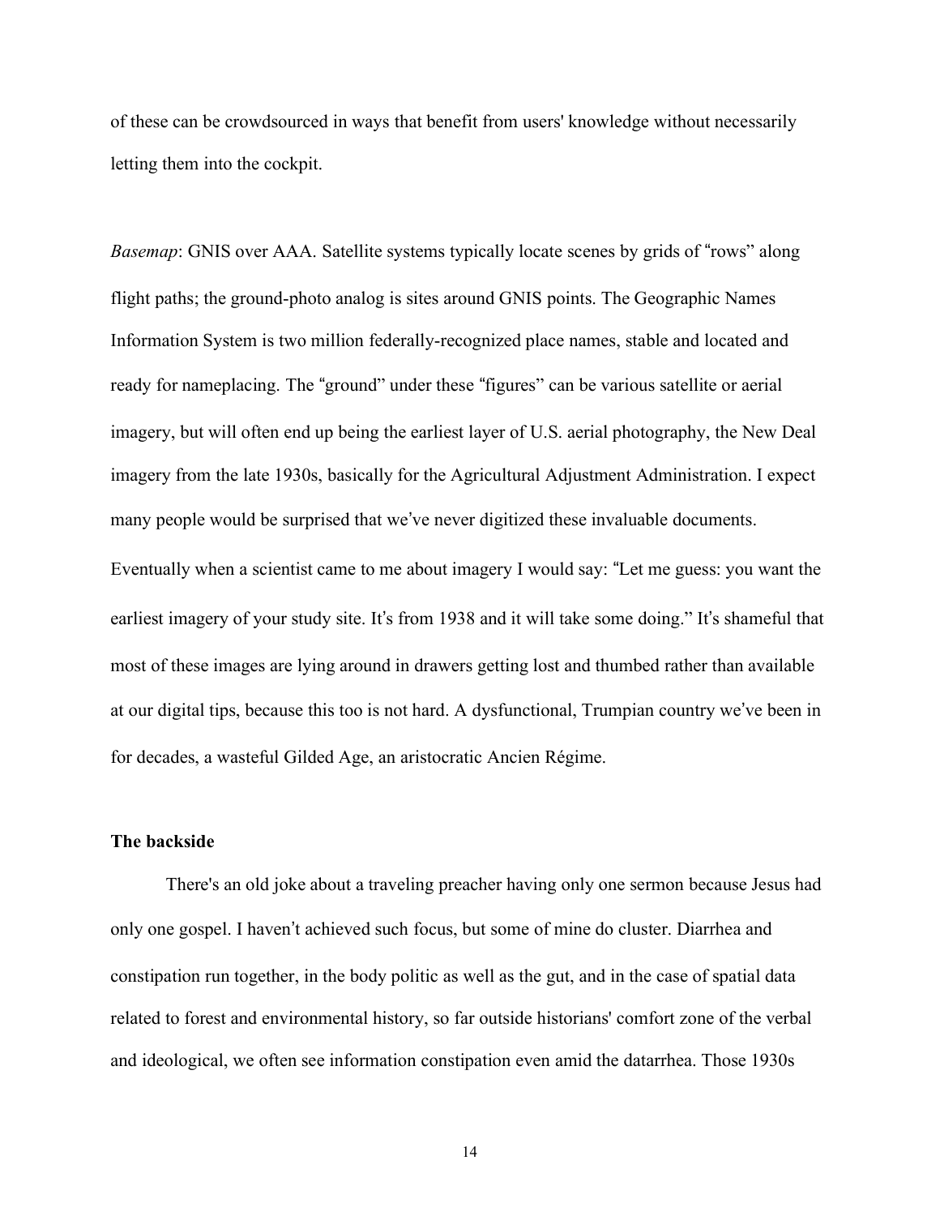of these can be crowdsourced in ways that benefit from users' knowledge without necessarily letting them into the cockpit.

*Basemap*: GNIS over AAA. Satellite systems typically locate scenes by grids of "rows" along flight paths; the ground-photo analog is sites around GNIS points. The Geographic Names Information System is two million federally-recognized place names, stable and located and ready for nameplacing. The "ground" under these "figures" can be various satellite or aerial imagery, but will often end up being the earliest layer of U.S. aerial photography, the New Deal imagery from the late 1930s, basically for the Agricultural Adjustment Administration. I expect many people would be surprised that we've never digitized these invaluable documents. Eventually when a scientist came to me about imagery I would say: "Let me guess: you want the earliest imagery of your study site. It's from 1938 and it will take some doing." It's shameful that most of these images are lying around in drawers getting lost and thumbed rather than available at our digital tips, because this too is not hard. A dysfunctional, Trumpian country we've been in for decades, a wasteful Gilded Age, an aristocratic Ancien Régime.

**The backside**

There's an old joke about a traveling preacher having only one sermon because Jesus had only one gospel. I haven't achieved such focus, but some of mine do cluster. Diarrhea and constipation run together, in the body politic as well as the gut, and in the case of spatial data related to forest and environmental history, so far outside historians' comfort zone of the verbal and ideological, we often see information constipation even amid the datarrhea. Those 1930s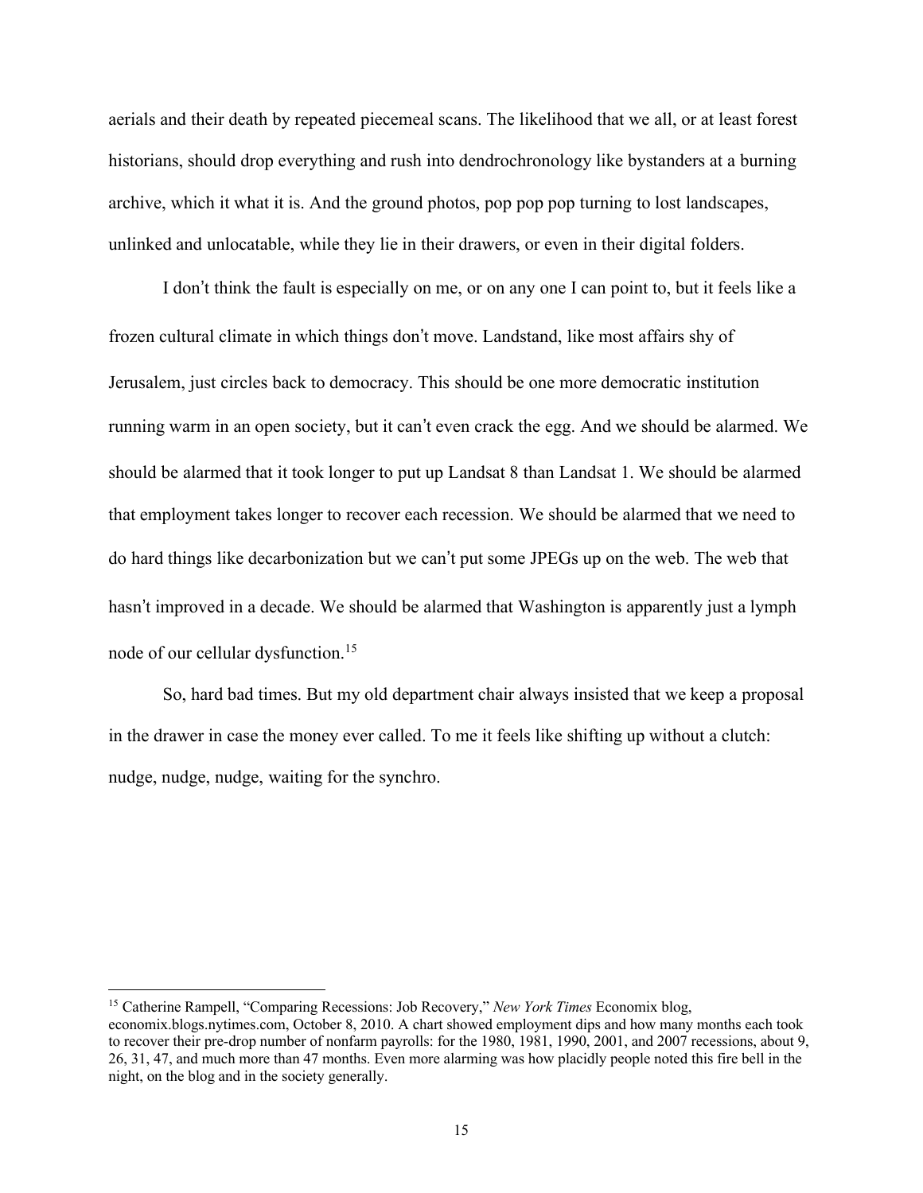aerials and their death by repeated piecemeal scans. The likelihood that we all, or at least forest historians, should drop everything and rush into dendrochronology like bystanders at a burning archive, which it what it is. And the ground photos, pop pop pop turning to lost landscapes, unlinked and unlocatable, while they lie in their drawers, or even in their digital folders.

I don't think the fault is especially on me, or on any one I can point to, but it feels like a frozen cultural climate in which things don't move. Landstand, like most affairs shy of Jerusalem, just circles back to democracy. This should be one more democratic institution running warm in an open society, but it can't even crack the egg. And we should be alarmed. We should be alarmed that it took longer to put up Landsat 8 than Landsat 1. We should be alarmed that employment takes longer to recover each recession. We should be alarmed that we need to do hard things like decarbonization but we can't put some JPEGs up on the web. The web that hasn't improved in a decade. We should be alarmed that Washington is apparently just a lymph node of our cellular dysfunction.[15]

So, hard bad times. But my old department chair always insisted that we keep a proposal in the drawer in case the money ever called. To me it feels like shifting up without a clutch: nudge, nudge, nudge, waiting for the synchro.

---

[15] Catherine Rampell, "Comparing Recessions: Job Recovery," *New York Times* Economix blog, economix.blogs.nytimes.com, October 8, 2010. A chart showed employment dips and how many months each took to recover their pre-drop number of nonfarm payrolls: for the 1980, 1981, 1990, 2001, and 2007 recessions, about 9, 26, 31, 47, and much more than 47 months. Even more alarming was how placidly people noted this fire bell in the night, on the blog and in the society generally.